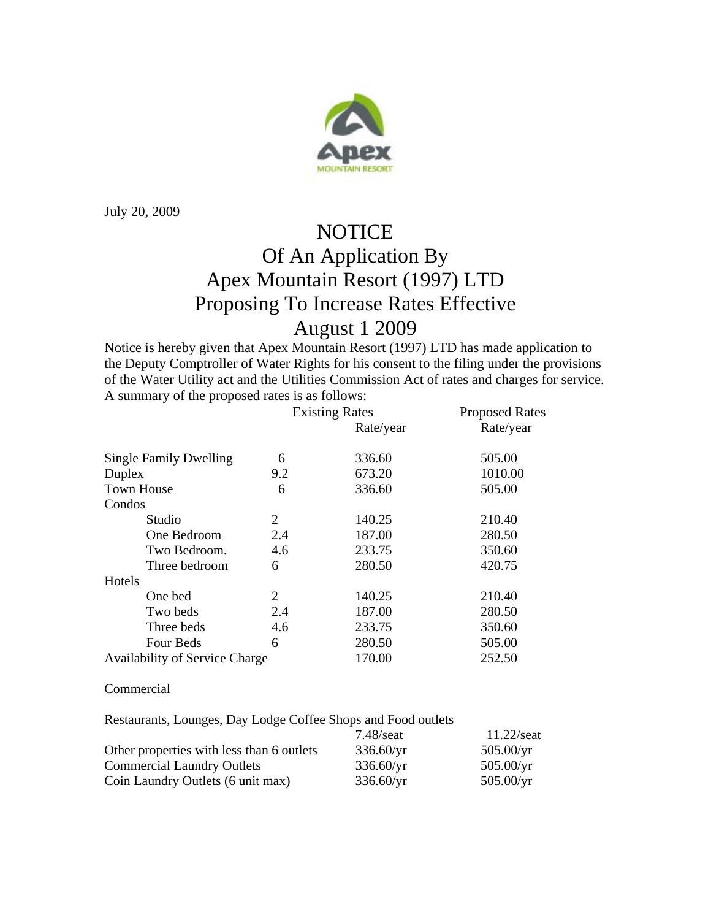July 20, 2009

# NOTICE
# Of An Application By
# Apex Mountain Resort (1997) LTD
# Proposing To Increase Rates Effective
# August 1 2009

Notice is hereby given that Apex Mountain Resort (1997) LTD has made application to the Deputy Comptroller of Water Rights for his consent to the filing under the provisions of the Water Utility act and the Utilities Commission Act of rates and charges for service. A summary of the proposed rates is as follows:

| | | Existing Rates Rate/year | Proposed Rates Rate/year |
|---|---|---|---|
| Single Family Dwelling | 6 | 336.60 | 505.00 |
| Duplex | 9.2 | 673.20 | 1010.00 |
| Town House | 6 | 336.60 | 505.00 |
| Condos | | | |
| Studio | 2 | 140.25 | 210.40 |
| One Bedroom | 2.4 | 187.00 | 280.50 |
| Two Bedroom. | 4.6 | 233.75 | 350.60 |
| Three bedroom | 6 | 280.50 | 420.75 |
| Hotels | | | |
| One bed | 2 | 140.25 | 210.40 |
| Two beds | 2.4 | 187.00 | 280.50 |
| Three beds | 4.6 | 233.75 | 350.60 |
| Four Beds | 6 | 280.50 | 505.00 |
| Availability of Service Charge | | 170.00 | 252.50 |

Commercial

| | Existing Rates | Proposed Rates |
|---|---|---|
| Restaurants, Lounges, Day Lodge Coffee Shops and Food outlets | 7.48/seat | 11.22/seat |
| Other properties with less than 6 outlets | 336.60/yr | 505.00/yr |
| Commercial Laundry Outlets | 336.60/yr | 505.00/yr |
| Coin Laundry Outlets (6 unit max) | 336.60/yr | 505.00/yr |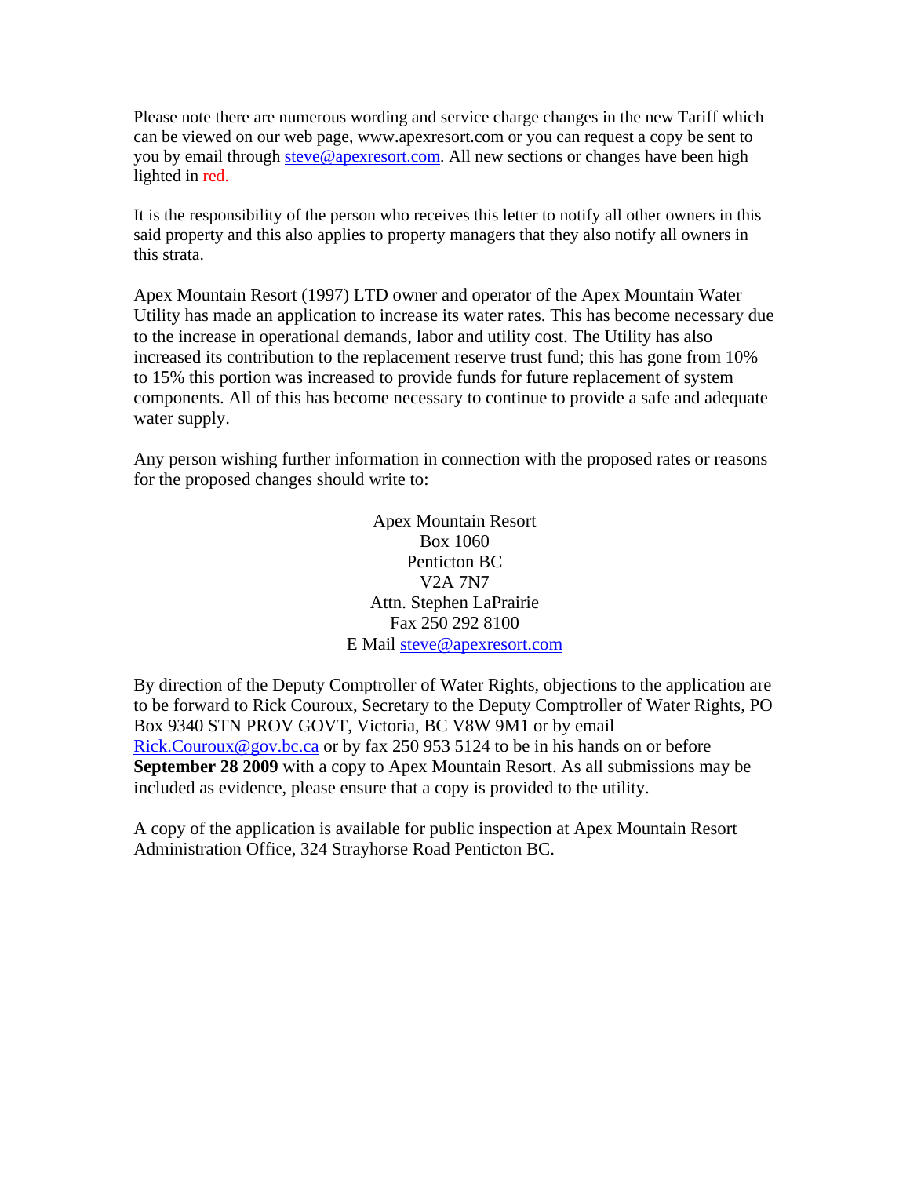Please note there are numerous wording and service charge changes in the new Tariff which can be viewed on our web page, www.apexresort.com or you can request a copy be sent to you by email through steve@apexresort.com. All new sections or changes have been high lighted in red.

It is the responsibility of the person who receives this letter to notify all other owners in this said property and this also applies to property managers that they also notify all owners in this strata.

Apex Mountain Resort (1997) LTD owner and operator of the Apex Mountain Water Utility has made an application to increase its water rates. This has become necessary due to the increase in operational demands, labor and utility cost. The Utility has also increased its contribution to the replacement reserve trust fund; this has gone from 10% to 15% this portion was increased to provide funds for future replacement of system components. All of this has become necessary to continue to provide a safe and adequate water supply.

Any person wishing further information in connection with the proposed rates or reasons for the proposed changes should write to:

Apex Mountain Resort
Box 1060
Penticton BC
V2A 7N7
Attn. Stephen LaPrairie
Fax 250 292 8100
E Mail steve@apexresort.com

By direction of the Deputy Comptroller of Water Rights, objections to the application are to be forward to Rick Couroux, Secretary to the Deputy Comptroller of Water Rights, PO Box 9340 STN PROV GOVT, Victoria, BC V8W 9M1 or by email Rick.Couroux@gov.bc.ca or by fax 250 953 5124 to be in his hands on or before **September 28 2009** with a copy to Apex Mountain Resort. As all submissions may be included as evidence, please ensure that a copy is provided to the utility.

A copy of the application is available for public inspection at Apex Mountain Resort Administration Office, 324 Strayhorse Road Penticton BC.